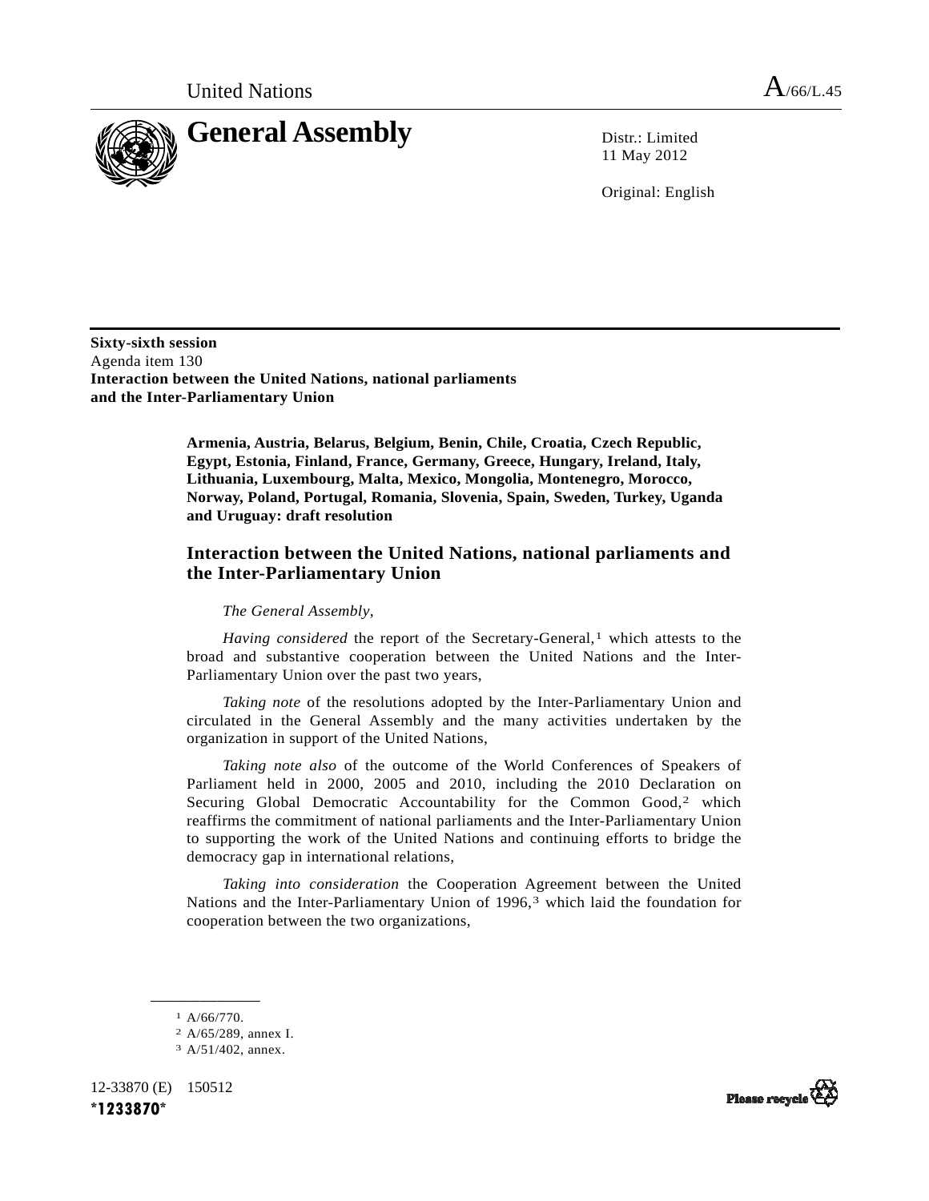United Nations

# A/66/L.45

## General Assembly

Distr.: Limited
11 May 2012

Original: English

**Sixty-sixth session**
Agenda item 130
**Interaction between the United Nations, national parliaments and the Inter-Parliamentary Union**

**Armenia, Austria, Belarus, Belgium, Benin, Chile, Croatia, Czech Republic, Egypt, Estonia, Finland, France, Germany, Greece, Hungary, Ireland, Italy, Lithuania, Luxembourg, Malta, Mexico, Mongolia, Montenegro, Morocco, Norway, Poland, Portugal, Romania, Slovenia, Spain, Sweden, Turkey, Uganda and Uruguay: draft resolution**

### Interaction between the United Nations, national parliaments and the Inter-Parliamentary Union

*The General Assembly*,

*Having considered* the report of the Secretary-General,[1] which attests to the broad and substantive cooperation between the United Nations and the Inter-Parliamentary Union over the past two years,

*Taking note* of the resolutions adopted by the Inter-Parliamentary Union and circulated in the General Assembly and the many activities undertaken by the organization in support of the United Nations,

*Taking note also* of the outcome of the World Conferences of Speakers of Parliament held in 2000, 2005 and 2010, including the 2010 Declaration on Securing Global Democratic Accountability for the Common Good,[2] which reaffirms the commitment of national parliaments and the Inter-Parliamentary Union to supporting the work of the United Nations and continuing efforts to bridge the democracy gap in international relations,

*Taking into consideration* the Cooperation Agreement between the United Nations and the Inter-Parliamentary Union of 1996,[3] which laid the foundation for cooperation between the two organizations,

---

[1] A/66/770.

[2] A/65/289, annex I.

[3] A/51/402, annex.

12-33870 (E) 150512
*1233870*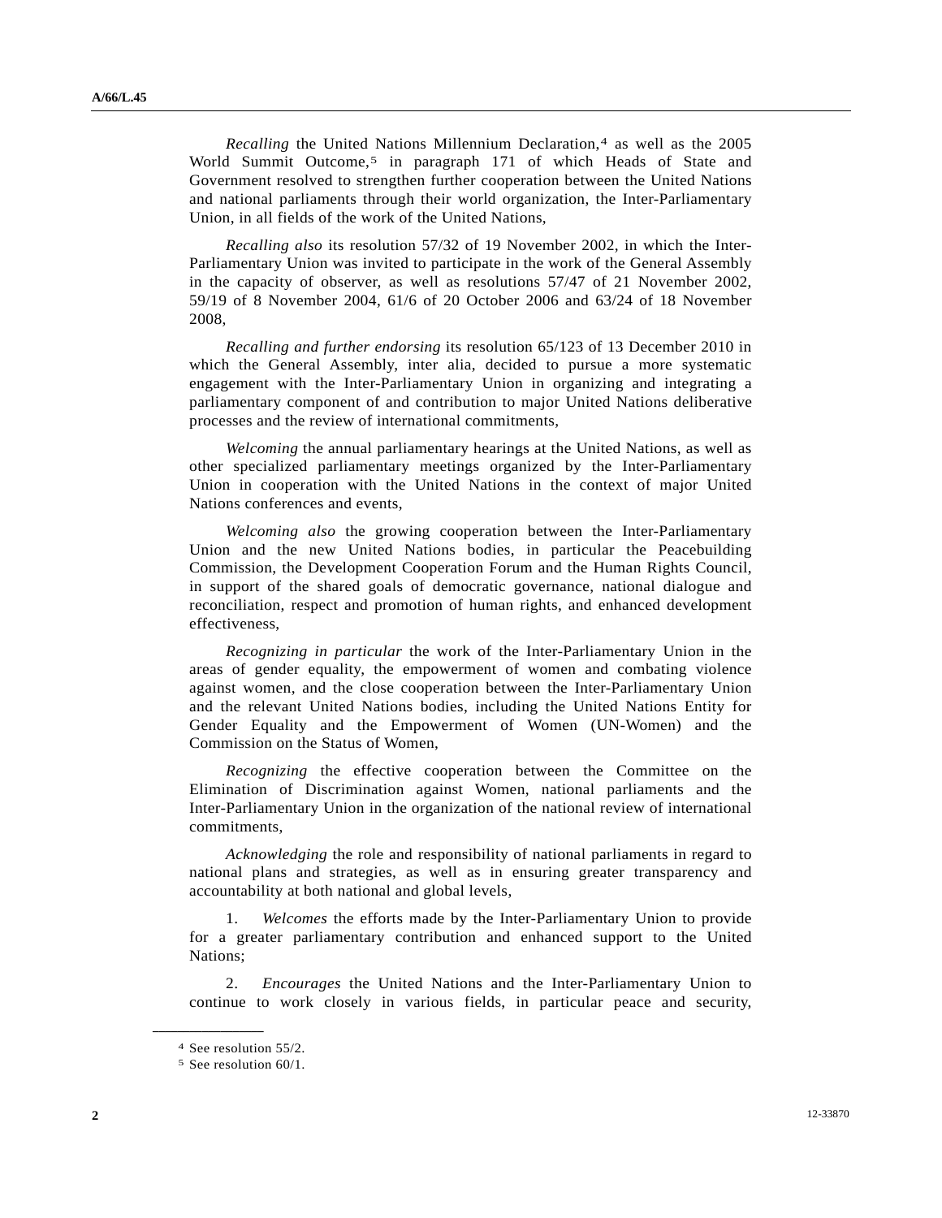*Recalling* the United Nations Millennium Declaration,[4] as well as the 2005 World Summit Outcome,[5] in paragraph 171 of which Heads of State and Government resolved to strengthen further cooperation between the United Nations and national parliaments through their world organization, the Inter-Parliamentary Union, in all fields of the work of the United Nations,

*Recalling also* its resolution 57/32 of 19 November 2002, in which the Inter-Parliamentary Union was invited to participate in the work of the General Assembly in the capacity of observer, as well as resolutions 57/47 of 21 November 2002, 59/19 of 8 November 2004, 61/6 of 20 October 2006 and 63/24 of 18 November 2008,

*Recalling and further endorsing* its resolution 65/123 of 13 December 2010 in which the General Assembly, inter alia, decided to pursue a more systematic engagement with the Inter-Parliamentary Union in organizing and integrating a parliamentary component of and contribution to major United Nations deliberative processes and the review of international commitments,

*Welcoming* the annual parliamentary hearings at the United Nations, as well as other specialized parliamentary meetings organized by the Inter-Parliamentary Union in cooperation with the United Nations in the context of major United Nations conferences and events,

*Welcoming also* the growing cooperation between the Inter-Parliamentary Union and the new United Nations bodies, in particular the Peacebuilding Commission, the Development Cooperation Forum and the Human Rights Council, in support of the shared goals of democratic governance, national dialogue and reconciliation, respect and promotion of human rights, and enhanced development effectiveness,

*Recognizing in particular* the work of the Inter-Parliamentary Union in the areas of gender equality, the empowerment of women and combating violence against women, and the close cooperation between the Inter-Parliamentary Union and the relevant United Nations bodies, including the United Nations Entity for Gender Equality and the Empowerment of Women (UN-Women) and the Commission on the Status of Women,

*Recognizing* the effective cooperation between the Committee on the Elimination of Discrimination against Women, national parliaments and the Inter-Parliamentary Union in the organization of the national review of international commitments,

*Acknowledging* the role and responsibility of national parliaments in regard to national plans and strategies, as well as in ensuring greater transparency and accountability at both national and global levels,

1. *Welcomes* the efforts made by the Inter-Parliamentary Union to provide for a greater parliamentary contribution and enhanced support to the United Nations;

2. *Encourages* the United Nations and the Inter-Parliamentary Union to continue to work closely in various fields, in particular peace and security,

---

[4] See resolution 55/2.

[5] See resolution 60/1.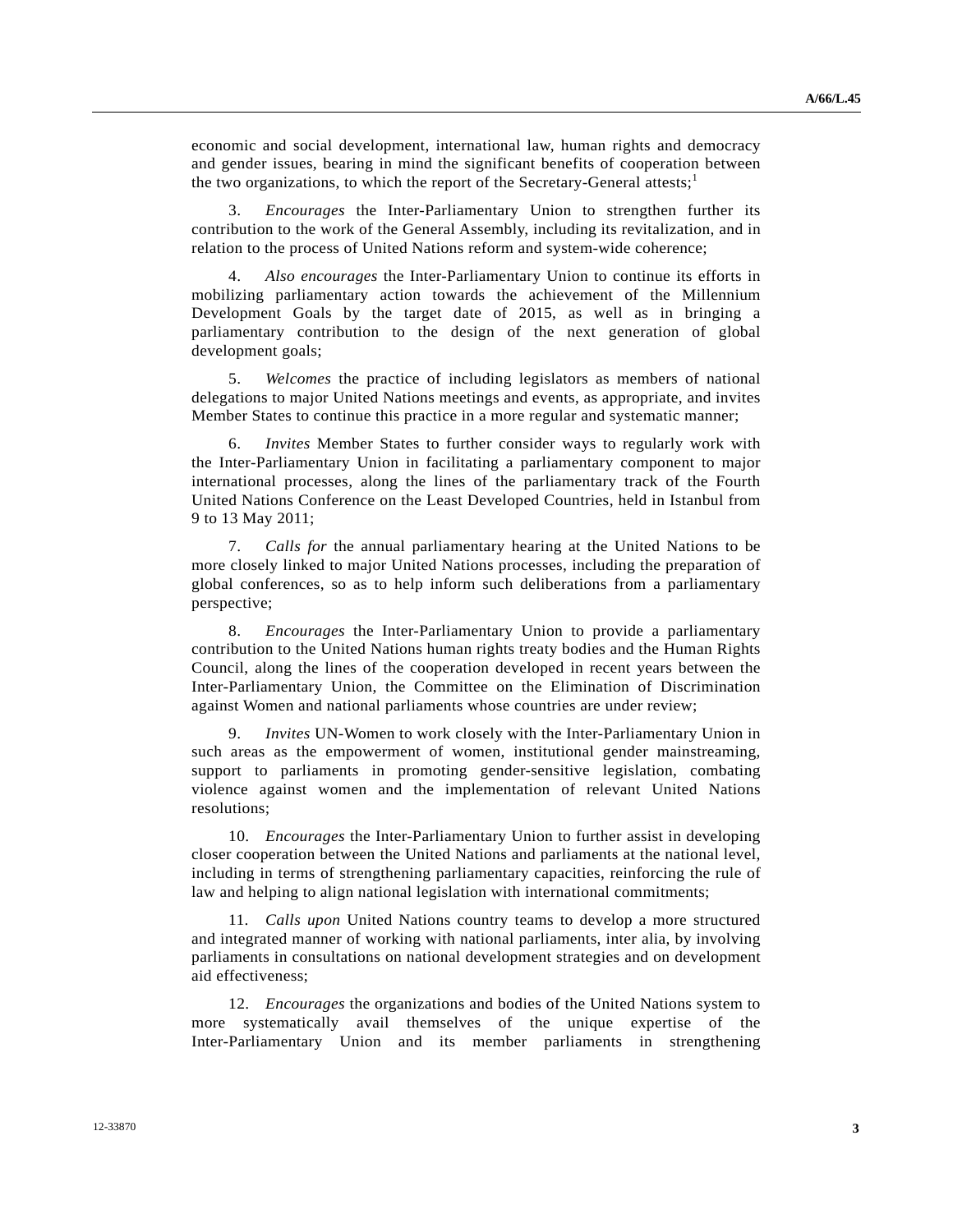economic and social development, international law, human rights and democracy and gender issues, bearing in mind the significant benefits of cooperation between the two organizations, to which the report of the Secretary-General attests;[1]

3. *Encourages* the Inter-Parliamentary Union to strengthen further its contribution to the work of the General Assembly, including its revitalization, and in relation to the process of United Nations reform and system-wide coherence;

4. *Also encourages* the Inter-Parliamentary Union to continue its efforts in mobilizing parliamentary action towards the achievement of the Millennium Development Goals by the target date of 2015, as well as in bringing a parliamentary contribution to the design of the next generation of global development goals;

5. *Welcomes* the practice of including legislators as members of national delegations to major United Nations meetings and events, as appropriate, and invites Member States to continue this practice in a more regular and systematic manner;

6. *Invites* Member States to further consider ways to regularly work with the Inter-Parliamentary Union in facilitating a parliamentary component to major international processes, along the lines of the parliamentary track of the Fourth United Nations Conference on the Least Developed Countries, held in Istanbul from 9 to 13 May 2011;

7. *Calls for* the annual parliamentary hearing at the United Nations to be more closely linked to major United Nations processes, including the preparation of global conferences, so as to help inform such deliberations from a parliamentary perspective;

8. *Encourages* the Inter-Parliamentary Union to provide a parliamentary contribution to the United Nations human rights treaty bodies and the Human Rights Council, along the lines of the cooperation developed in recent years between the Inter-Parliamentary Union, the Committee on the Elimination of Discrimination against Women and national parliaments whose countries are under review;

9. *Invites* UN-Women to work closely with the Inter-Parliamentary Union in such areas as the empowerment of women, institutional gender mainstreaming, support to parliaments in promoting gender-sensitive legislation, combating violence against women and the implementation of relevant United Nations resolutions;

10. *Encourages* the Inter-Parliamentary Union to further assist in developing closer cooperation between the United Nations and parliaments at the national level, including in terms of strengthening parliamentary capacities, reinforcing the rule of law and helping to align national legislation with international commitments;

11. *Calls upon* United Nations country teams to develop a more structured and integrated manner of working with national parliaments, inter alia, by involving parliaments in consultations on national development strategies and on development aid effectiveness;

12. *Encourages* the organizations and bodies of the United Nations system to more systematically avail themselves of the unique expertise of the Inter-Parliamentary Union and its member parliaments in strengthening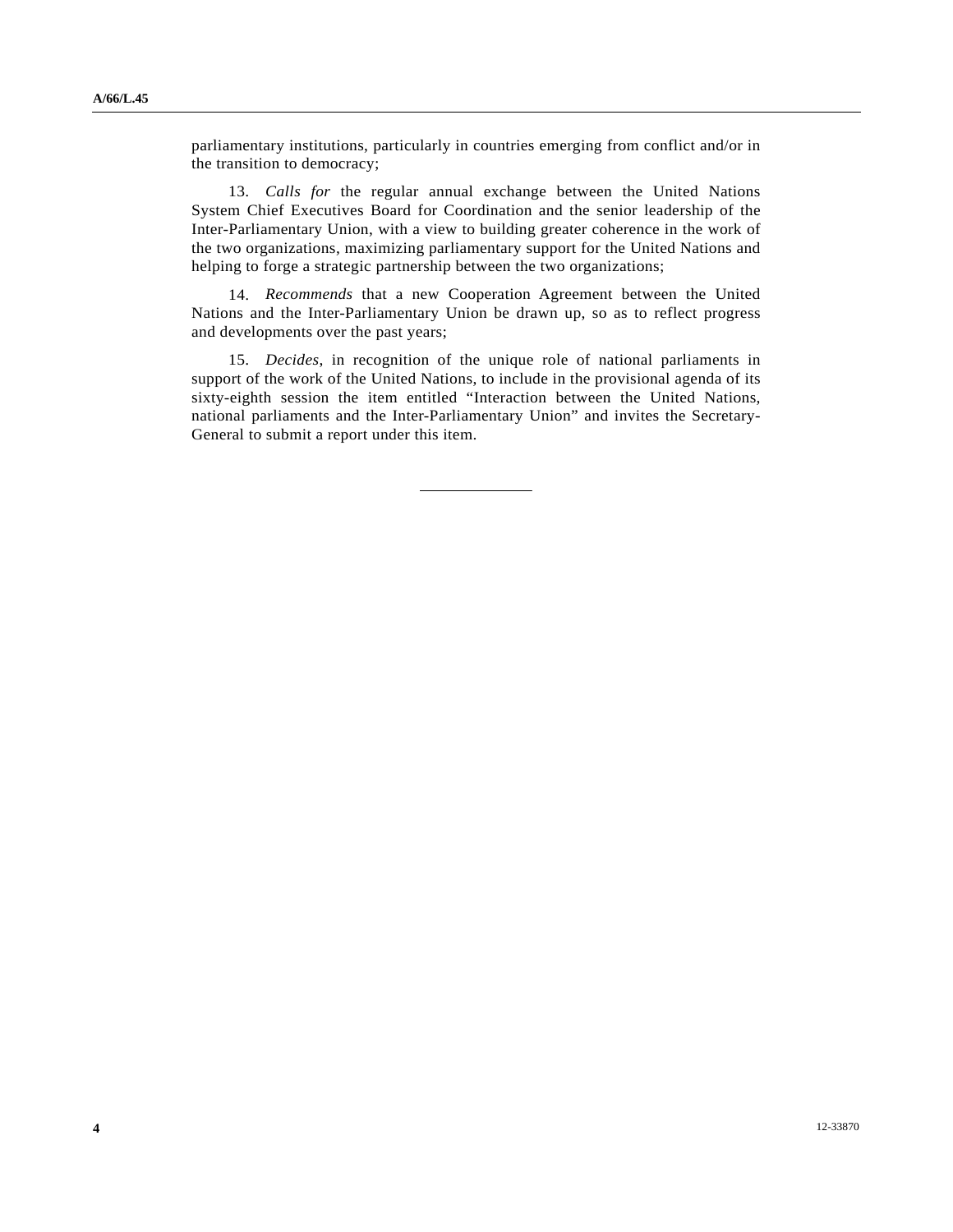parliamentary institutions, particularly in countries emerging from conflict and/or in the transition to democracy;

13. *Calls for* the regular annual exchange between the United Nations System Chief Executives Board for Coordination and the senior leadership of the Inter-Parliamentary Union, with a view to building greater coherence in the work of the two organizations, maximizing parliamentary support for the United Nations and helping to forge a strategic partnership between the two organizations;

14. *Recommends* that a new Cooperation Agreement between the United Nations and the Inter-Parliamentary Union be drawn up, so as to reflect progress and developments over the past years;

15. *Decides*, in recognition of the unique role of national parliaments in support of the work of the United Nations, to include in the provisional agenda of its sixty-eighth session the item entitled "Interaction between the United Nations, national parliaments and the Inter-Parliamentary Union" and invites the Secretary-General to submit a report under this item.